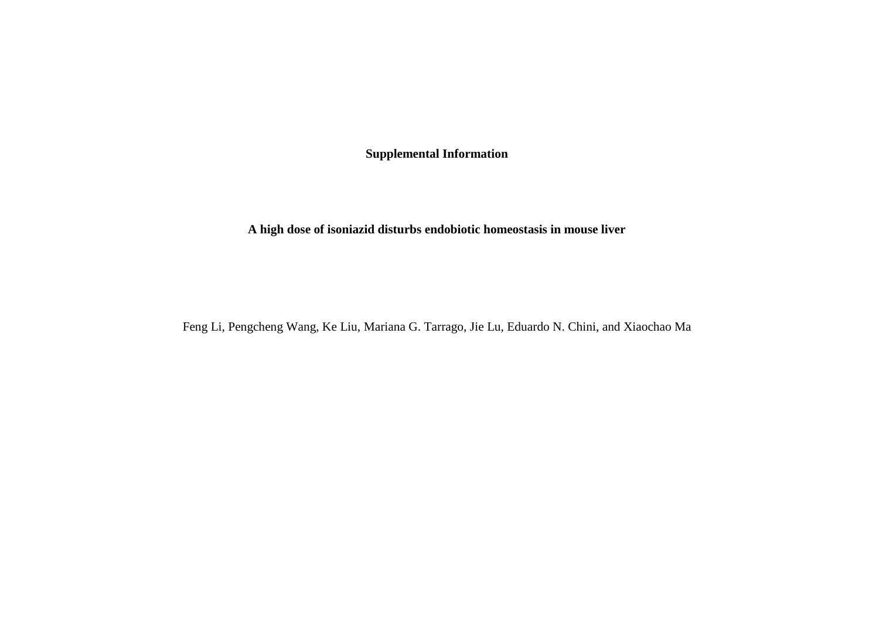**Supplemental Information**

# A high dose of isoniazid disturbs endobiotic homeostasis in mouse liver

Feng Li, Pengcheng Wang, Ke Liu, Mariana G. Tarrago, Jie Lu, Eduardo N. Chini, and Xiaochao Ma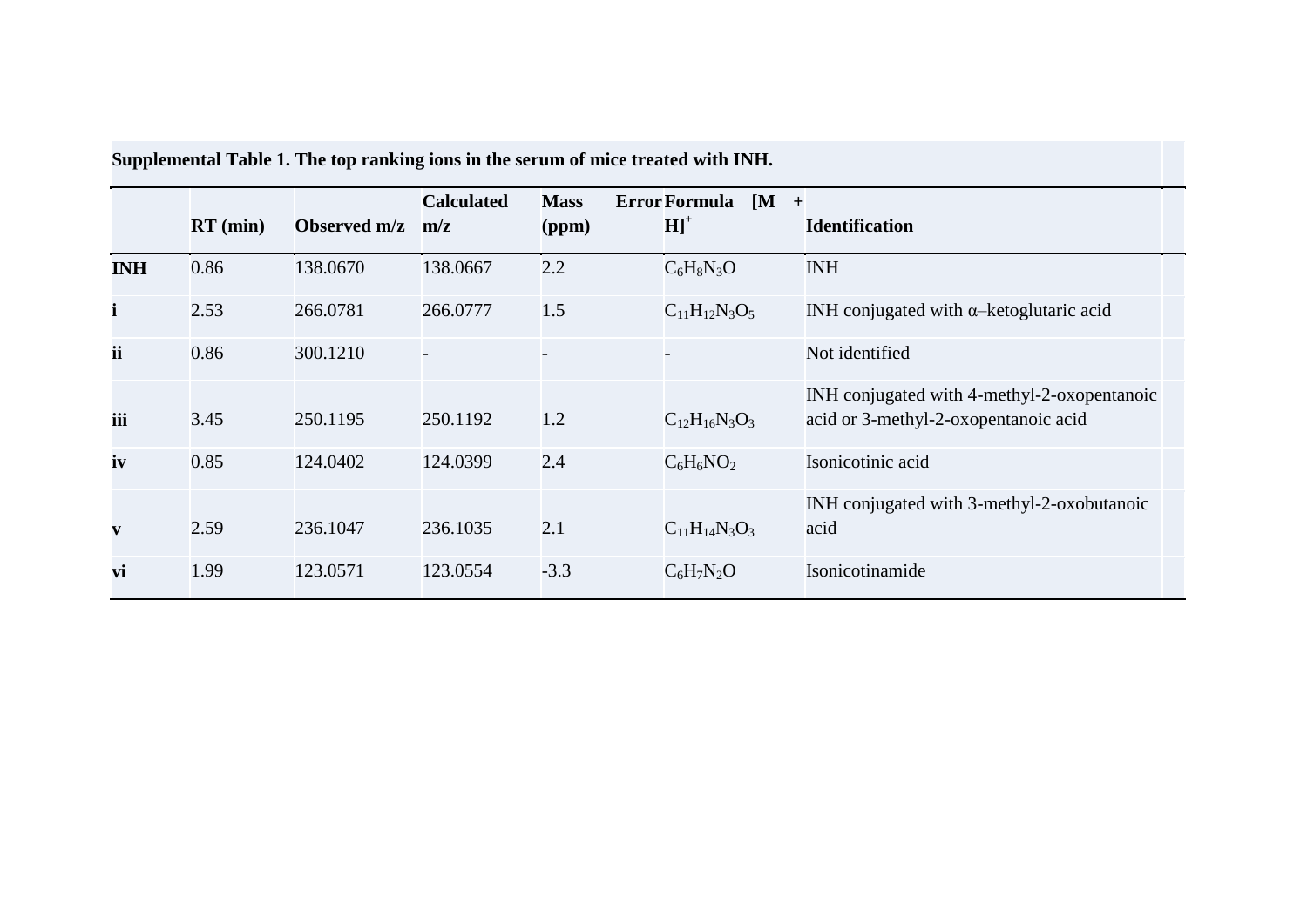**Supplemental Table 1. The top ranking ions in the serum of mice treated with INH.**

| | RT (min) | Observed m/z | Calculated m/z | Mass Error (ppm) | Formula $[M + H]^+$ | Identification |
|---|---|---|---|---|---|---|
| **INH** | 0.86 | 138.0670 | 138.0667 | 2.2 | $C_6H_8N_3O$ | INH |
| **i** | 2.53 | 266.0781 | 266.0777 | 1.5 | $C_{11}H_{12}N_3O_5$ | INH conjugated with α–ketoglutaric acid |
| **ii** | 0.86 | 300.1210 | - | - | - | Not identified |
| **iii** | 3.45 | 250.1195 | 250.1192 | 1.2 | $C_{12}H_{16}N_3O_3$ | INH conjugated with 4-methyl-2-oxopentanoic acid or 3-methyl-2-oxopentanoic acid |
| **iv** | 0.85 | 124.0402 | 124.0399 | 2.4 | $C_6H_6NO_2$ | Isonicotinic acid |
| **v** | 2.59 | 236.1047 | 236.1035 | 2.1 | $C_{11}H_{14}N_3O_3$ | INH conjugated with 3-methyl-2-oxobutanoic acid |
| **vi** | 1.99 | 123.0571 | 123.0554 | -3.3 | $C_6H_7N_2O$ | Isonicotinamide |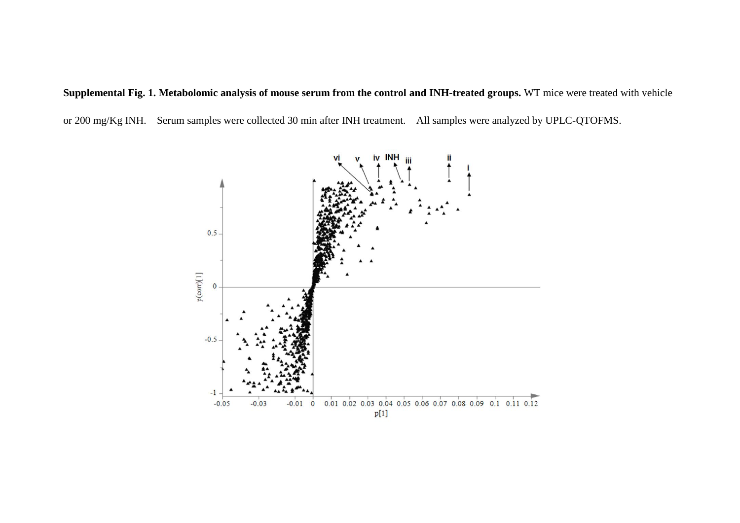**Supplemental Fig. 1. Metabolomic analysis of mouse serum from the control and INH-treated groups.** WT mice were treated with vehicle or 200 mg/Kg INH. Serum samples were collected 30 min after INH treatment. All samples were analyzed by UPLC-QTOFMS.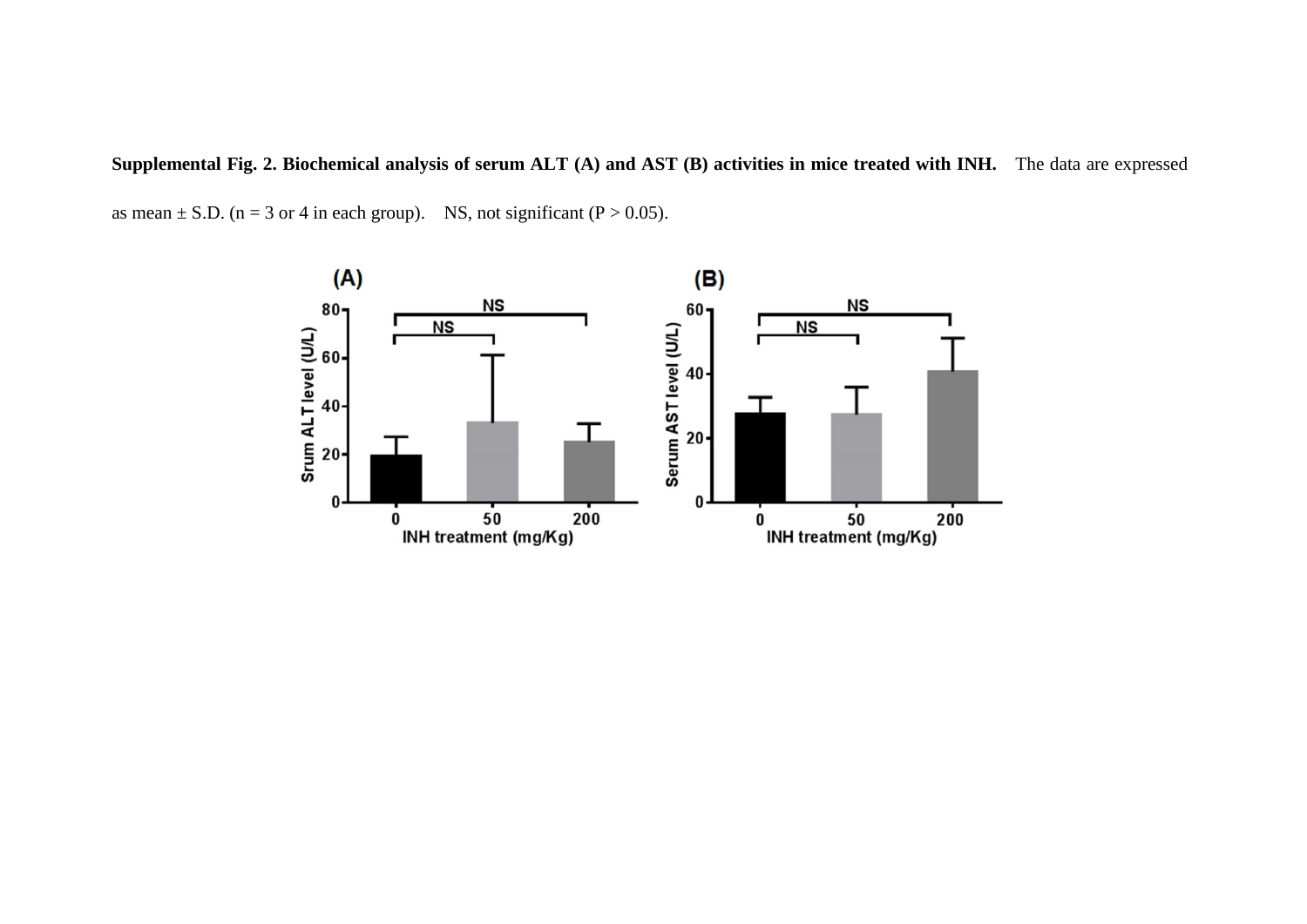**Supplemental Fig. 2. Biochemical analysis of serum ALT (A) and AST (B) activities in mice treated with INH.** The data are expressed as mean ± S.D. (n = 3 or 4 in each group). NS, not significant (P > 0.05).

(A)

Srum ALT level (U/L)

80
60
40
20
0

NS
NS

0
50
200

INH treatment (mg/Kg)

(B)

Serum AST level (U/L)

60
40
20
0

NS
NS

0
50
200

INH treatment (mg/Kg)